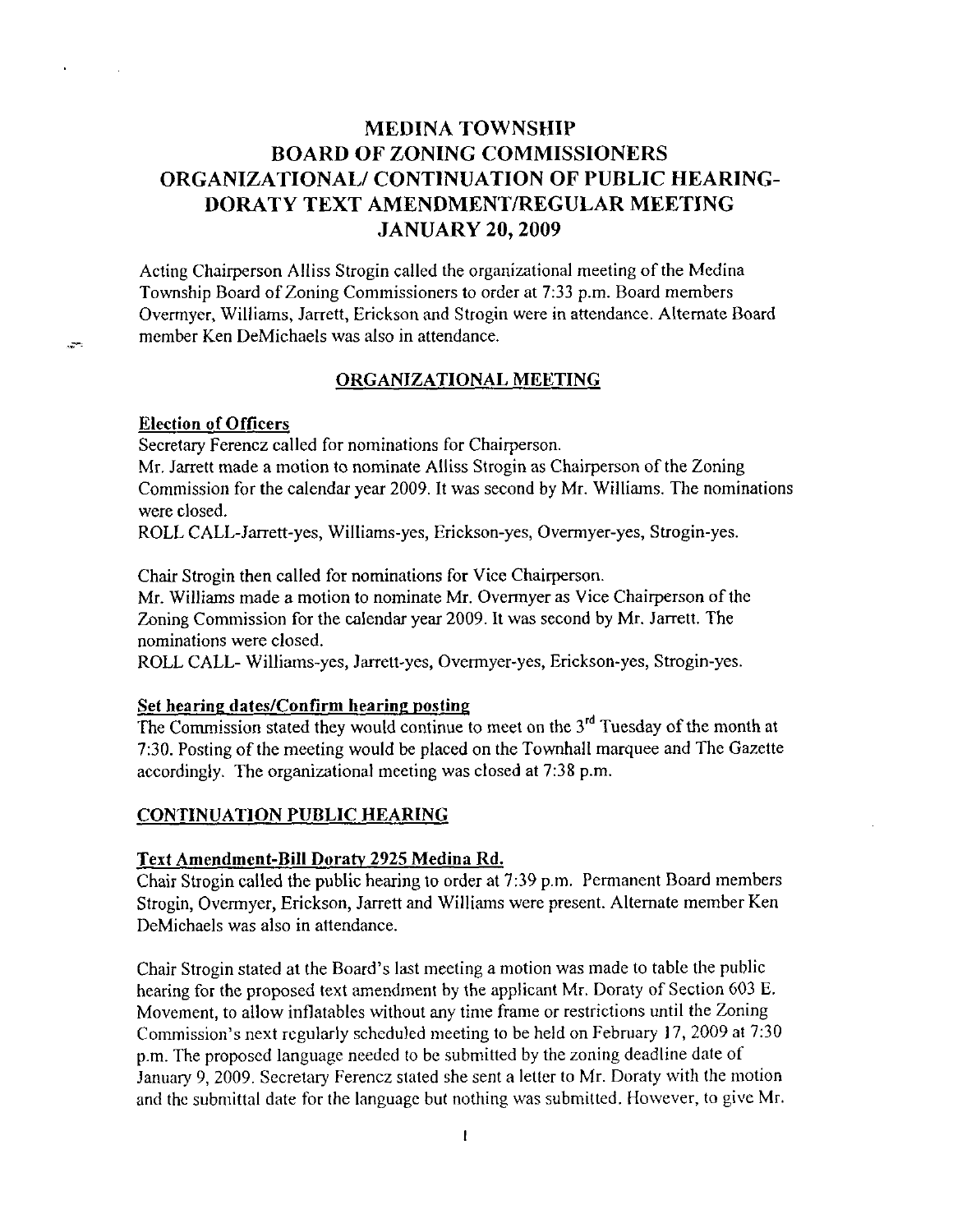# MEDINA TOWNSHIP
# BOARD OF ZONING COMMISSIONERS
# ORGANIZATIONAL/ CONTINUATION OF PUBLIC HEARING-DORATY TEXT AMENDMENT/REGULAR MEETING
# JANUARY 20, 2009

Acting Chairperson Alliss Strogin called the organizational meeting of the Medina Township Board of Zoning Commissioners to order at 7:33 p.m. Board members Overmyer, Williams, Jarrett, Erickson and Strogin were in attendance. Alternate Board member Ken DeMichaels was also in attendance.

## ORGANIZATIONAL MEETING

### Election of Officers

Secretary Ferencz called for nominations for Chairperson.
Mr. Jarrett made a motion to nominate Alliss Strogin as Chairperson of the Zoning Commission for the calendar year 2009. It was second by Mr. Williams. The nominations were closed.
ROLL CALL-Jarrett-yes, Williams-yes, Erickson-yes, Overmyer-yes, Strogin-yes.

Chair Strogin then called for nominations for Vice Chairperson.
Mr. Williams made a motion to nominate Mr. Overmyer as Vice Chairperson of the Zoning Commission for the calendar year 2009. It was second by Mr. Jarrett. The nominations were closed.
ROLL CALL- Williams-yes, Jarrett-yes, Overmyer-yes, Erickson-yes, Strogin-yes.

### Set hearing dates/Confirm hearing posting

The Commission stated they would continue to meet on the 3rd Tuesday of the month at 7:30. Posting of the meeting would be placed on the Townhall marquee and The Gazette accordingly. The organizational meeting was closed at 7:38 p.m.

## CONTINUATION PUBLIC HEARING

### Text Amendment-Bill Doraty 2925 Medina Rd.

Chair Strogin called the public hearing to order at 7:39 p.m. Permanent Board members Strogin, Overmyer, Erickson, Jarrett and Williams were present. Alternate member Ken DeMichaels was also in attendance.

Chair Strogin stated at the Board's last meeting a motion was made to table the public hearing for the proposed text amendment by the applicant Mr. Doraty of Section 603 E. Movement, to allow inflatables without any time frame or restrictions until the Zoning Commission's next regularly scheduled meeting to be held on February 17, 2009 at 7:30 p.m. The proposed language needed to be submitted by the zoning deadline date of January 9, 2009. Secretary Ferencz stated she sent a letter to Mr. Doraty with the motion and the submittal date for the language but nothing was submitted. However, to give Mr.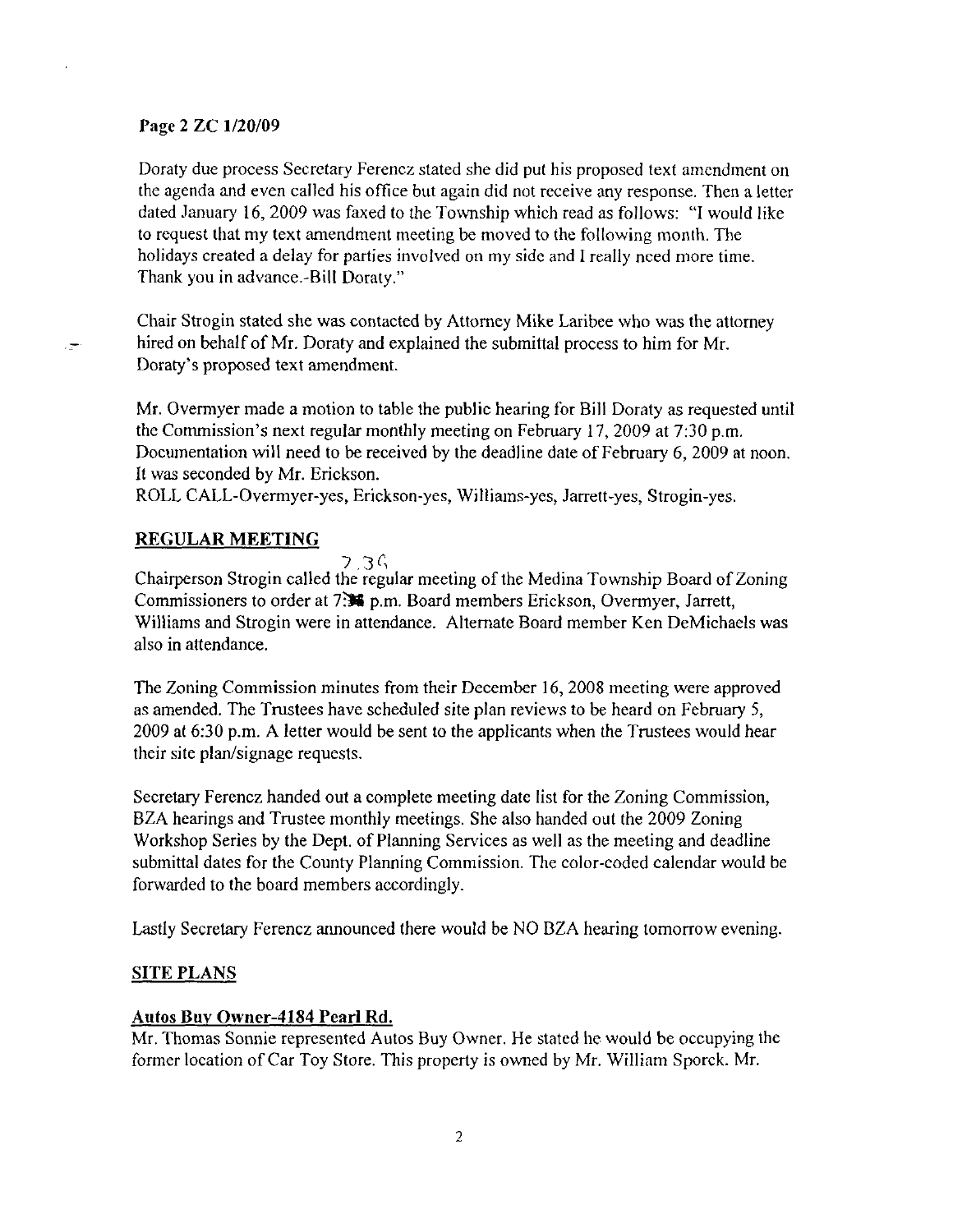Page 2 ZC 1/20/09

Doraty due process Secretary Ferencz stated she did put his proposed text amendment on the agenda and even called his office but again did not receive any response. Then a letter dated January 16, 2009 was faxed to the Township which read as follows: "I would like to request that my text amendment meeting be moved to the following month. The holidays created a delay for parties involved on my side and I really need more time. Thank you in advance.-Bill Doraty."

Chair Strogin stated she was contacted by Attorney Mike Laribee who was the attorney hired on behalf of Mr. Doraty and explained the submittal process to him for Mr. Doraty's proposed text amendment.

Mr. Overmyer made a motion to table the public hearing for Bill Doraty as requested until the Commission's next regular monthly meeting on February 17, 2009 at 7:30 p.m. Documentation will need to be received by the deadline date of February 6, 2009 at noon. It was seconded by Mr. Erickson.
ROLL CALL-Overmyer-yes, Erickson-yes, Williams-yes, Jarrett-yes, Strogin-yes.

## REGULAR MEETING

Chairperson Strogin called the regular meeting of the Medina Township Board of Zoning Commissioners to order at 7:36 p.m. Board members Erickson, Overmyer, Jarrett, Williams and Strogin were in attendance. Alternate Board member Ken DeMichaels was also in attendance.

The Zoning Commission minutes from their December 16, 2008 meeting were approved as amended. The Trustees have scheduled site plan reviews to be heard on February 5, 2009 at 6:30 p.m. A letter would be sent to the applicants when the Trustees would hear their site plan/signage requests.

Secretary Ferencz handed out a complete meeting date list for the Zoning Commission, BZA hearings and Trustee monthly meetings. She also handed out the 2009 Zoning Workshop Series by the Dept. of Planning Services as well as the meeting and deadline submittal dates for the County Planning Commission. The color-coded calendar would be forwarded to the board members accordingly.

Lastly Secretary Ferencz announced there would be NO BZA hearing tomorrow evening.

## SITE PLANS

### Autos Buy Owner-4184 Pearl Rd.

Mr. Thomas Sonnie represented Autos Buy Owner. He stated he would be occupying the former location of Car Toy Store. This property is owned by Mr. William Sporck. Mr.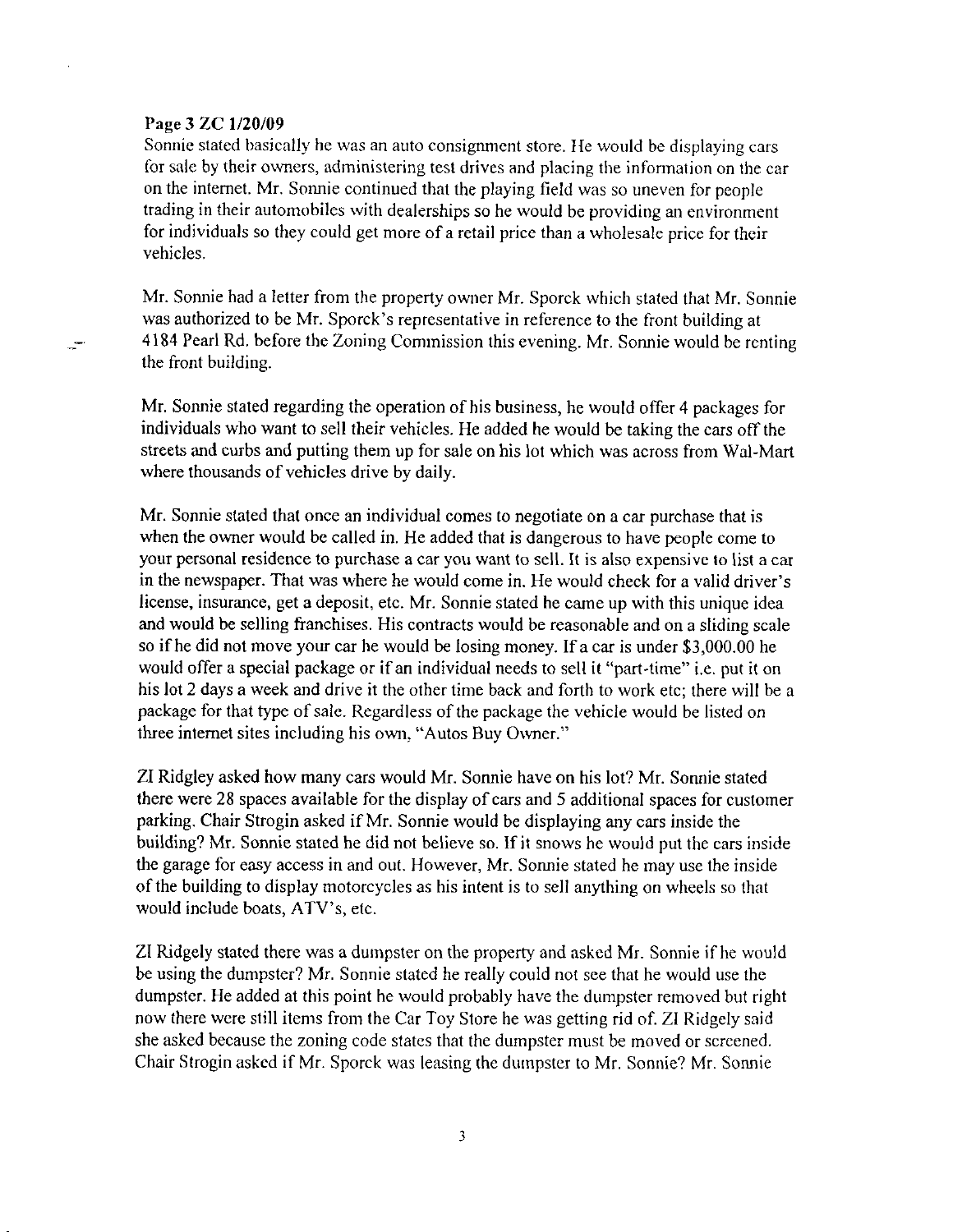**Page 3 ZC 1/20/09**

Sonnie stated basically he was an auto consignment store. He would be displaying cars for sale by their owners, administering test drives and placing the information on the car on the internet. Mr. Sonnie continued that the playing field was so uneven for people trading in their automobiles with dealerships so he would be providing an environment for individuals so they could get more of a retail price than a wholesale price for their vehicles.

Mr. Sonnie had a letter from the property owner Mr. Sporck which stated that Mr. Sonnie was authorized to be Mr. Sporck's representative in reference to the front building at 4184 Pearl Rd. before the Zoning Commission this evening. Mr. Sonnie would be renting the front building.

Mr. Sonnie stated regarding the operation of his business, he would offer 4 packages for individuals who want to sell their vehicles. He added he would be taking the cars off the streets and curbs and putting them up for sale on his lot which was across from Wal-Mart where thousands of vehicles drive by daily.

Mr. Sonnie stated that once an individual comes to negotiate on a car purchase that is when the owner would be called in. He added that is dangerous to have people come to your personal residence to purchase a car you want to sell. It is also expensive to list a car in the newspaper. That was where he would come in. He would check for a valid driver's license, insurance, get a deposit, etc. Mr. Sonnie stated he came up with this unique idea and would be selling franchises. His contracts would be reasonable and on a sliding scale so if he did not move your car he would be losing money. If a car is under $3,000.00 he would offer a special package or if an individual needs to sell it "part-time" i.e. put it on his lot 2 days a week and drive it the other time back and forth to work etc; there will be a package for that type of sale. Regardless of the package the vehicle would be listed on three internet sites including his own, "Autos Buy Owner."

ZI Ridgley asked how many cars would Mr. Sonnie have on his lot? Mr. Sonnie stated there were 28 spaces available for the display of cars and 5 additional spaces for customer parking. Chair Strogin asked if Mr. Sonnie would be displaying any cars inside the building? Mr. Sonnie stated he did not believe so. If it snows he would put the cars inside the garage for easy access in and out. However, Mr. Sonnie stated he may use the inside of the building to display motorcycles as his intent is to sell anything on wheels so that would include boats, ATV's, etc.

ZI Ridgely stated there was a dumpster on the property and asked Mr. Sonnie if he would be using the dumpster? Mr. Sonnie stated he really could not see that he would use the dumpster. He added at this point he would probably have the dumpster removed but right now there were still items from the Car Toy Store he was getting rid of. ZI Ridgely said she asked because the zoning code states that the dumpster must be moved or screened. Chair Strogin asked if Mr. Sporck was leasing the dumpster to Mr. Sonnie? Mr. Sonnie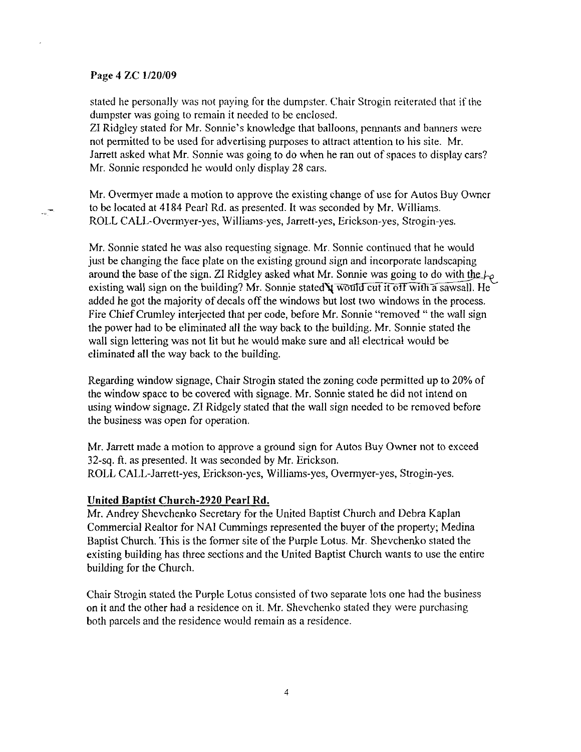stated he personally was not paying for the dumpster. Chair Strogin reiterated that if the dumpster was going to remain it needed to be enclosed.
ZI Ridgley stated for Mr. Sonnie's knowledge that balloons, pennants and banners were not permitted to be used for advertising purposes to attract attention to his site. Mr. Jarrett asked what Mr. Sonnie was going to do when he ran out of spaces to display cars? Mr. Sonnie responded he would only display 28 cars.

Mr. Overmyer made a motion to approve the existing change of use for Autos Buy Owner to be located at 4184 Pearl Rd. as presented. It was seconded by Mr. Williams.
ROLL CALL-Overmyer-yes, Williams-yes, Jarrett-yes, Erickson-yes, Strogin-yes.

Mr. Sonnie stated he was also requesting signage. Mr. Sonnie continued that he would just be changing the face plate on the existing ground sign and incorporate landscaping around the base of the sign. ZI Ridgley asked what Mr. Sonnie was going to do with the existing wall sign on the building? Mr. Sonnie stated he would cut it off with a sawsall. He added he got the majority of decals off the windows but lost two windows in the process. Fire Chief Crumley interjected that per code, before Mr. Sonnie "removed " the wall sign the power had to be eliminated all the way back to the building. Mr. Sonnie stated the wall sign lettering was not lit but he would make sure and all electrical would be eliminated all the way back to the building.

Regarding window signage, Chair Strogin stated the zoning code permitted up to 20% of the window space to be covered with signage. Mr. Sonnie stated he did not intend on using window signage. ZI Ridgely stated that the wall sign needed to be removed before the business was open for operation.

Mr. Jarrett made a motion to approve a ground sign for Autos Buy Owner not to exceed 32-sq. ft. as presented. It was seconded by Mr. Erickson.
ROLL CALL-Jarrett-yes, Erickson-yes, Williams-yes, Overmyer-yes, Strogin-yes.

**United Baptist Church-2920 Pearl Rd.**

Mr. Andrey Shevchenko Secretary for the United Baptist Church and Debra Kaplan Commercial Realtor for NAI Cummings represented the buyer of the property; Medina Baptist Church. This is the former site of the Purple Lotus. Mr. Shevchenko stated the existing building has three sections and the United Baptist Church wants to use the entire building for the Church.

Chair Strogin stated the Purple Lotus consisted of two separate lots one had the business on it and the other had a residence on it. Mr. Shevchenko stated they were purchasing both parcels and the residence would remain as a residence.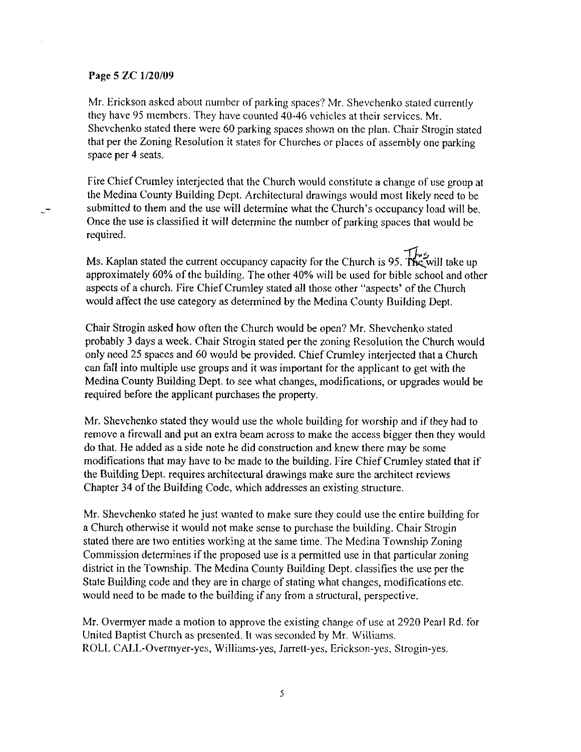**Page 5 ZC 1/20/09**

Mr. Erickson asked about number of parking spaces? Mr. Shevchenko stated currently they have 95 members. They have counted 40-46 vehicles at their services. Mr. Shevchenko stated there were 60 parking spaces shown on the plan. Chair Strogin stated that per the Zoning Resolution it states for Churches or places of assembly one parking space per 4 seats.

Fire Chief Crumley interjected that the Church would constitute a change of use group at the Medina County Building Dept. Architectural drawings would most likely need to be submitted to them and the use will determine what the Church's occupancy load will be. Once the use is classified it will determine the number of parking spaces that would be required.

Ms. Kaplan stated the current occupancy capacity for the Church is 95. This will take up approximately 60% of the building. The other 40% will be used for bible school and other aspects of a church. Fire Chief Crumley stated all those other "aspects' of the Church would affect the use category as determined by the Medina County Building Dept.

Chair Strogin asked how often the Church would be open? Mr. Shevchenko stated probably 3 days a week. Chair Strogin stated per the zoning Resolution the Church would only need 25 spaces and 60 would be provided. Chief Crumley interjected that a Church can fall into multiple use groups and it was important for the applicant to get with the Medina County Building Dept. to see what changes, modifications, or upgrades would be required before the applicant purchases the property.

Mr. Shevchenko stated they would use the whole building for worship and if they had to remove a firewall and put an extra beam across to make the access bigger then they would do that. He added as a side note he did construction and knew there may be some modifications that may have to be made to the building. Fire Chief Crumley stated that if the Building Dept. requires architectural drawings make sure the architect reviews Chapter 34 of the Building Code, which addresses an existing structure.

Mr. Shevchenko stated he just wanted to make sure they could use the entire building for a Church otherwise it would not make sense to purchase the building. Chair Strogin stated there are two entities working at the same time. The Medina Township Zoning Commission determines if the proposed use is a permitted use in that particular zoning district in the Township. The Medina County Building Dept. classifies the use per the State Building code and they are in charge of stating what changes, modifications etc. would need to be made to the building if any from a structural, perspective.

Mr. Overmyer made a motion to approve the existing change of use at 2920 Pearl Rd. for United Baptist Church as presented. It was seconded by Mr. Williams.
ROLL CALL-Overmyer-yes, Williams-yes, Jarrett-yes, Erickson-yes, Strogin-yes.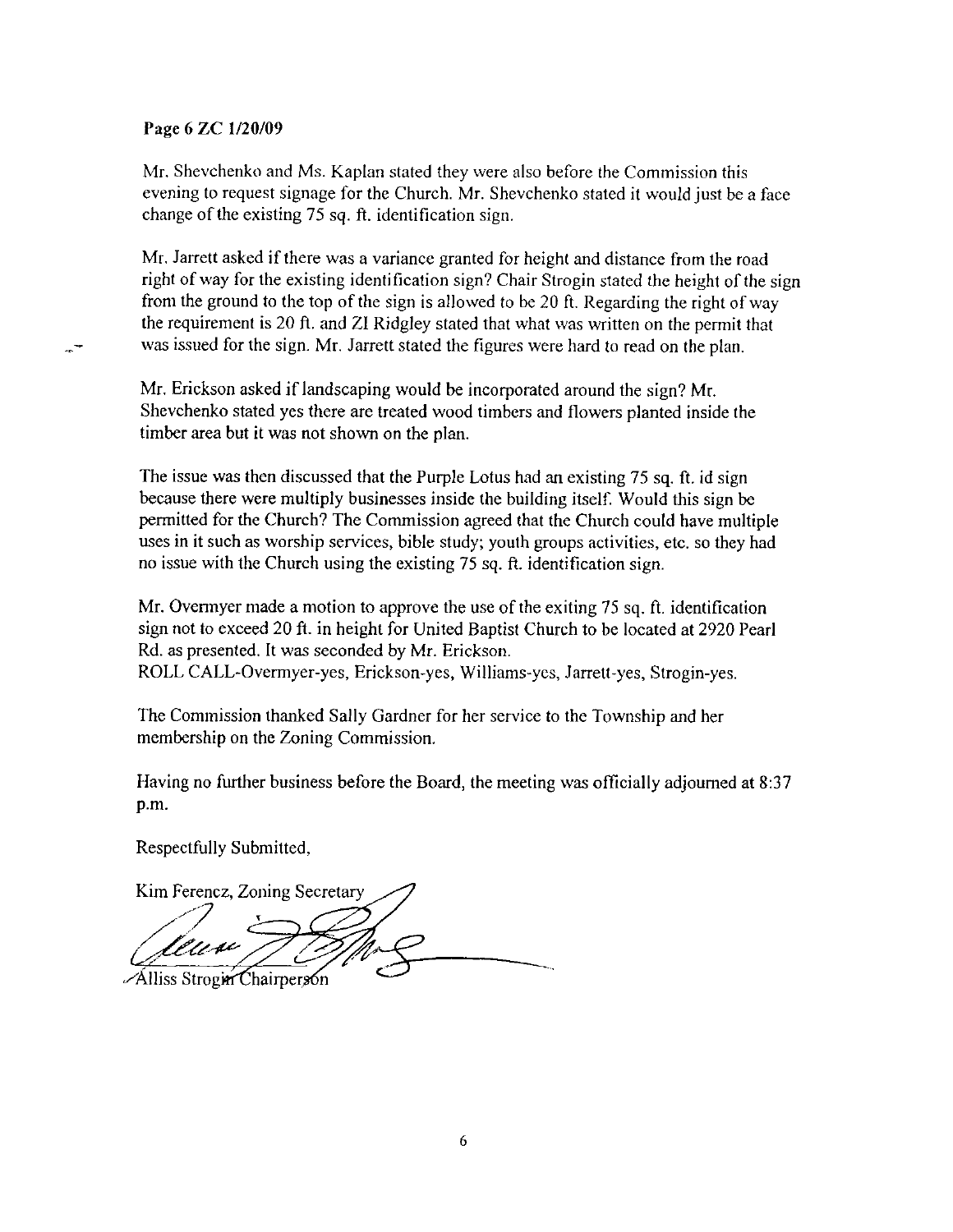Page 6 ZC 1/20/09

Mr. Shevchenko and Ms. Kaplan stated they were also before the Commission this evening to request signage for the Church. Mr. Shevchenko stated it would just be a face change of the existing 75 sq. ft. identification sign.

Mr. Jarrett asked if there was a variance granted for height and distance from the road right of way for the existing identification sign? Chair Strogin stated the height of the sign from the ground to the top of the sign is allowed to be 20 ft. Regarding the right of way the requirement is 20 ft. and ZI Ridgley stated that what was written on the permit that was issued for the sign. Mr. Jarrett stated the figures were hard to read on the plan.

Mr. Erickson asked if landscaping would be incorporated around the sign? Mr. Shevchenko stated yes there are treated wood timbers and flowers planted inside the timber area but it was not shown on the plan.

The issue was then discussed that the Purple Lotus had an existing 75 sq. ft. id sign because there were multiply businesses inside the building itself. Would this sign be permitted for the Church? The Commission agreed that the Church could have multiple uses in it such as worship services, bible study; youth groups activities, etc. so they had no issue with the Church using the existing 75 sq. ft. identification sign.

Mr. Overmyer made a motion to approve the use of the exiting 75 sq. ft. identification sign not to exceed 20 ft. in height for United Baptist Church to be located at 2920 Pearl Rd. as presented. It was seconded by Mr. Erickson.
ROLL CALL-Overmyer-yes, Erickson-yes, Williams-yes, Jarrett-yes, Strogin-yes.

The Commission thanked Sally Gardner for her service to the Township and her membership on the Zoning Commission.

Having no further business before the Board, the meeting was officially adjourned at 8:37 p.m.

Respectfully Submitted,

Kim Ferencz, Zoning Secretary

Alliss Strogin Chairperson